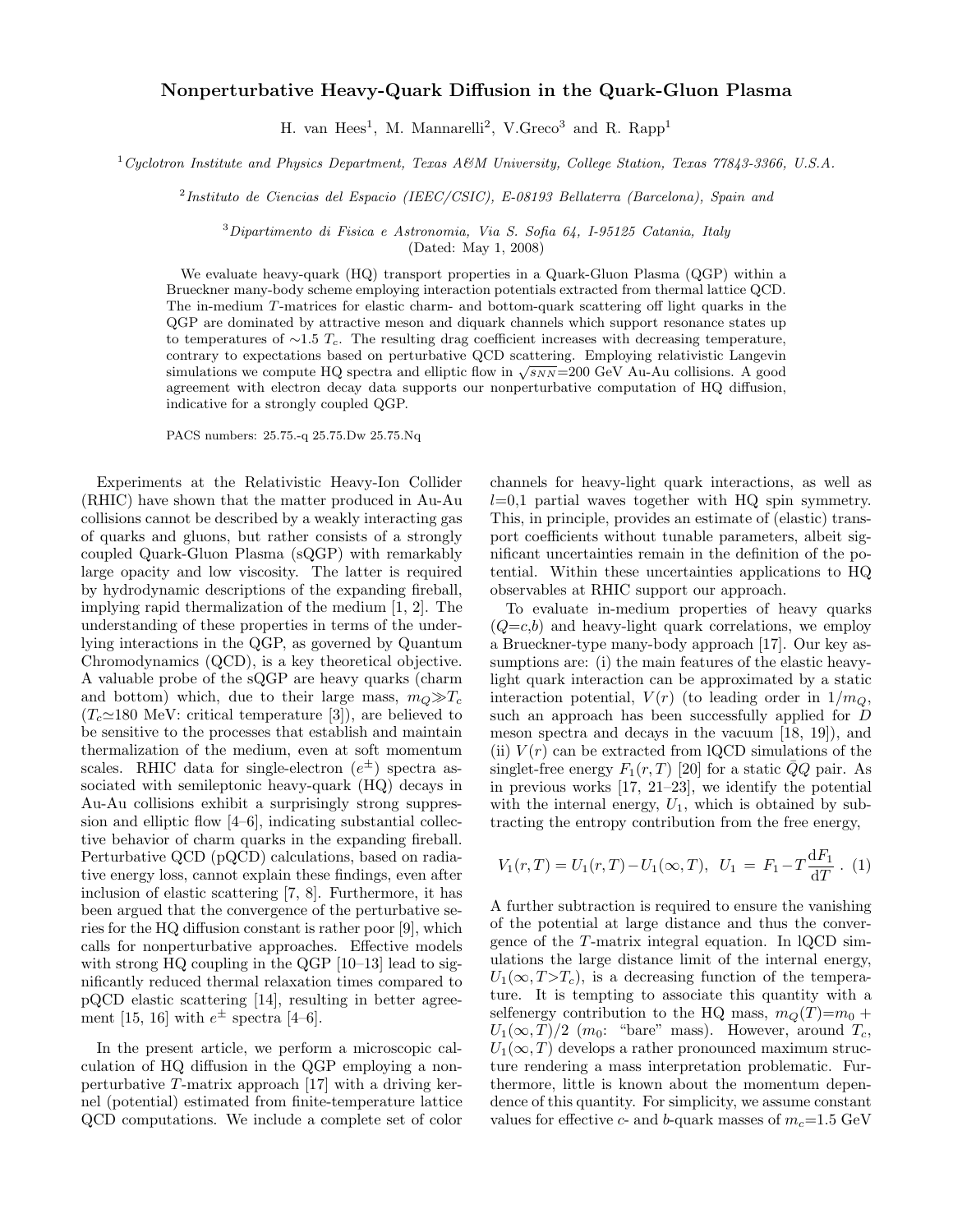# Nonperturbative Heavy-Quark Diffusion in the Quark-Gluon Plasma

H. van Hees[1], M. Mannarelli[2], V.Greco[3] and R. Rapp[1]

[1] *Cyclotron Institute and Physics Department, Texas A&M University, College Station, Texas 77843-3366, U.S.A.*

[2] *Instituto de Ciencias del Espacio (IEEC/CSIC), E-08193 Bellaterra (Barcelona), Spain and*

[3] *Dipartimento di Fisica e Astronomia, Via S. Sofia 64, I-95125 Catania, Italy*

(Dated: May 1, 2008)

We evaluate heavy-quark (HQ) transport properties in a Quark-Gluon Plasma (QGP) within a Brueckner many-body scheme employing interaction potentials extracted from thermal lattice QCD. The in-medium $T$-matrices for elastic charm- and bottom-quark scattering off light quarks in the QGP are dominated by attractive meson and diquark channels which support resonance states up to temperatures of $\sim$1.5 $T_c$. The resulting drag coefficient increases with decreasing temperature, contrary to expectations based on perturbative QCD scattering. Employing relativistic Langevin simulations we compute HQ spectra and elliptic flow in $\sqrt{s_{NN}}$=200 GeV Au-Au collisions. A good agreement with electron decay data supports our nonperturbative computation of HQ diffusion, indicative for a strongly coupled QGP.

PACS numbers: 25.75.-q 25.75.Dw 25.75.Nq

Experiments at the Relativistic Heavy-Ion Collider (RHIC) have shown that the matter produced in Au-Au collisions cannot be described by a weakly interacting gas of quarks and gluons, but rather consists of a strongly coupled Quark-Gluon Plasma (sQGP) with remarkably large opacity and low viscosity. The latter is required by hydrodynamic descriptions of the expanding fireball, implying rapid thermalization of the medium [1, 2]. The understanding of these properties in terms of the underlying interactions in the QGP, as governed by Quantum Chromodynamics (QCD), is a key theoretical objective. A valuable probe of the sQGP are heavy quarks (charm and bottom) which, due to their large mass, $m_Q \gg T_c$ ($T_c \simeq$180 MeV: critical temperature [3]), are believed to be sensitive to the processes that establish and maintain thermalization of the medium, even at soft momentum scales. RHIC data for single-electron ($e^{\pm}$) spectra associated with semileptonic heavy-quark (HQ) decays in Au-Au collisions exhibit a surprisingly strong suppression and elliptic flow [4–6], indicating substantial collective behavior of charm quarks in the expanding fireball. Perturbative QCD (pQCD) calculations, based on radiative energy loss, cannot explain these findings, even after inclusion of elastic scattering [7, 8]. Furthermore, it has been argued that the convergence of the perturbative series for the HQ diffusion constant is rather poor [9], which calls for nonperturbative approaches. Effective models with strong HQ coupling in the QGP [10–13] lead to significantly reduced thermal relaxation times compared to pQCD elastic scattering [14], resulting in better agreement [15, 16] with $e^{\pm}$ spectra [4–6].

In the present article, we perform a microscopic calculation of HQ diffusion in the QGP employing a nonperturbative $T$-matrix approach [17] with a driving kernel (potential) estimated from finite-temperature lattice QCD computations. We include a complete set of color channels for heavy-light quark interactions, as well as $l$=0,1 partial waves together with HQ spin symmetry. This, in principle, provides an estimate of (elastic) transport coefficients without tunable parameters, albeit significant uncertainties remain in the definition of the potential. Within these uncertainties applications to HQ observables at RHIC support our approach.

To evaluate in-medium properties of heavy quarks ($Q$=$c$,$b$) and heavy-light quark correlations, we employ a Brueckner-type many-body approach [17]. Our key assumptions are: (i) the main features of the elastic heavy-light quark interaction can be approximated by a static interaction potential, $V(r)$ (to leading order in $1/m_Q$, such an approach has been successfully applied for $D$ meson spectra and decays in the vacuum [18, 19]), and (ii) $V(r)$ can be extracted from lQCD simulations of the singlet-free energy $F_1(r,T)$ [20] for a static $\bar{Q}Q$ pair. As in previous works [17, 21–23], we identify the potential with the internal energy, $U_1$, which is obtained by subtracting the entropy contribution from the free energy,

$$V_1(r,T) = U_1(r,T) - U_1(\infty,T), \quad U_1 = F_1 - T\frac{\mathrm{d}F_1}{\mathrm{d}T} \ . \quad (1)$$

A further subtraction is required to ensure the vanishing of the potential at large distance and thus the convergence of the $T$-matrix integral equation. In lQCD simulations the large distance limit of the internal energy, $U_1(\infty, T{>}T_c)$, is a decreasing function of the temperature. It is tempting to associate this quantity with a selfenergy contribution to the HQ mass, $m_Q(T)$=$m_0$ + $U_1(\infty,T)/2$ ($m_0$: "bare" mass). However, around $T_c$, $U_1(\infty,T)$ develops a rather pronounced maximum structure rendering a mass interpretation problematic. Furthermore, little is known about the momentum dependence of this quantity. For simplicity, we assume constant values for effective $c$- and $b$-quark masses of $m_c$=1.5 GeV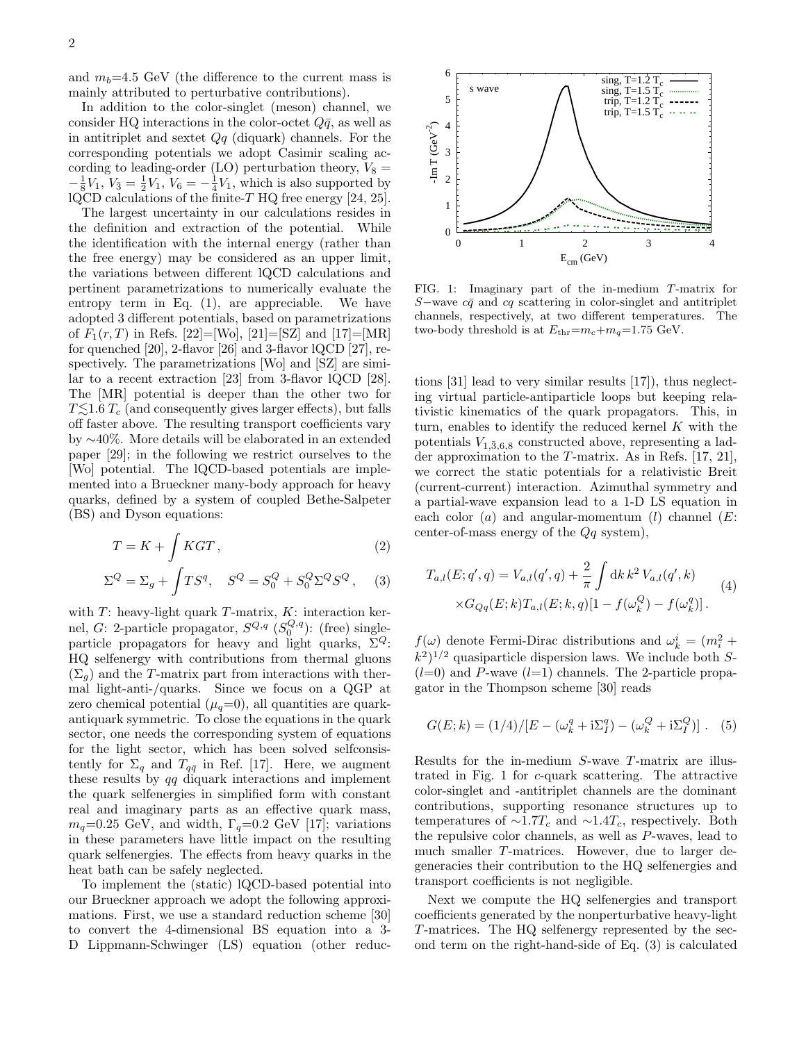and $m_b$=4.5 GeV (the difference to the current mass is mainly attributed to perturbative contributions).

In addition to the color-singlet (meson) channel, we consider HQ interactions in the color-octet $Q\bar{q}$, as well as in antitriplet and sextet $Qq$ (diquark) channels. For the corresponding potentials we adopt Casimir scaling according to leading-order (LO) perturbation theory, $V_8 = -\frac{1}{8}V_1$, $V_{\bar{3}} = \frac{1}{2}V_1$, $V_6 = -\frac{1}{4}V_1$, which is also supported by lQCD calculations of the finite-$T$ HQ free energy [24, 25].

The largest uncertainty in our calculations resides in the definition and extraction of the potential. While the identification with the internal energy (rather than the free energy) may be considered as an upper limit, the variations between different lQCD calculations and pertinent parametrizations to numerically evaluate the entropy term in Eq. (1), are appreciable. We have adopted 3 different potentials, based on parametrizations of $F_1(r,T)$ in Refs. [22]=[Wo], [21]=[SZ] and [17]=[MR] for quenched [20], 2-flavor [26] and 3-flavor lQCD [27], respectively. The parametrizations [Wo] and [SZ] are similar to a recent extraction [23] from 3-flavor lQCD [28]. The [MR] potential is deeper than the other two for $T \lesssim 1.6\,T_c$ (and consequently gives larger effects), but falls off faster above. The resulting transport coefficients vary by ∼40%. More details will be elaborated in an extended paper [29]; in the following we restrict ourselves to the [Wo] potential. The lQCD-based potentials are implemented into a Brueckner many-body approach for heavy quarks, defined by a system of coupled Bethe-Salpeter (BS) and Dyson equations:

$$T = K + \int KGT\,, \tag{2}$$

$$\Sigma^Q = \Sigma_g + \int T S^q, \quad S^Q = S_0^Q + S_0^Q \Sigma^Q S^Q\,, \tag{3}$$

with $T$: heavy-light quark $T$-matrix, $K$: interaction kernel, $G$: 2-particle propagator, $S^{Q,q}$ ($S_0^{Q,q}$): (free) single-particle propagators for heavy and light quarks, $\Sigma^Q$: HQ selfenergy with contributions from thermal gluons ($\Sigma_g$) and the $T$-matrix part from interactions with thermal light-anti-/quarks. Since we focus on a QGP at zero chemical potential ($\mu_q$=0), all quantities are quark-antiquark symmetric. To close the equations in the quark sector, one needs the corresponding system of equations for the light sector, which has been solved selfconsistently for $\Sigma_q$ and $T_{q\bar{q}}$ in Ref. [17]. Here, we augment these results by $qq$ diquark interactions and implement the quark selfenergies in simplified form with constant real and imaginary parts as an effective quark mass, $m_q$=0.25 GeV, and width, $\Gamma_q$=0.2 GeV [17]; variations in these parameters have little impact on the resulting quark selfenergies. The effects from heavy quarks in the heat bath can be safely neglected.

To implement the (static) lQCD-based potential into our Brueckner approach we adopt the following approximations. First, we use a standard reduction scheme [30] to convert the 4-dimensional BS equation into a 3-D Lippmann-Schwinger (LS) equation (other reductions [31] lead to very similar results [17]), thus neglecting virtual particle-antiparticle loops but keeping relativistic kinematics of the quark propagators. This, in turn, enables to identify the reduced kernel $K$ with the potentials $V_{1,\bar{3},6,8}$ constructed above, representing a ladder approximation to the $T$-matrix. As in Refs. [17, 21], we correct the static potentials for a relativistic Breit (current-current) interaction. Azimuthal symmetry and a partial-wave expansion lead to a 1-D LS equation in each color ($a$) and angular-momentum ($l$) channel ($E$: center-of-mass energy of the $Qq$ system),

$$T_{a,l}(E;q',q) = V_{a,l}(q',q) + \frac{2}{\pi}\int \mathrm{d}k\, k^2\, V_{a,l}(q',k) \times G_{Qq}(E;k) T_{a,l}(E;k,q)[1 - f(\omega_k^Q) - f(\omega_k^q)]\,. \tag{4}$$

$f(\omega)$ denote Fermi-Dirac distributions and $\omega_k^i = (m_i^2 + k^2)^{1/2}$ quasiparticle dispersion laws. We include both $S$-($l$=0) and $P$-wave ($l$=1) channels. The 2-particle propagator in the Thompson scheme [30] reads

$$G(E;k) = (1/4)/[E - (\omega_k^q + \mathrm{i}\Sigma_I^q) - (\omega_k^Q + \mathrm{i}\Sigma_I^Q)]\,. \tag{5}$$

FIG. 1: Imaginary part of the in-medium $T$-matrix for $S-$wave $c\bar{q}$ and $cq$ scattering in color-singlet and antitriplet channels, respectively, at two different temperatures. The two-body threshold is at $E_{\rm thr}$=$m_c$+$m_q$=1.75 GeV.

Results for the in-medium $S$-wave $T$-matrix are illustrated in Fig. 1 for $c$-quark scattering. The attractive color-singlet and -antitriplet channels are the dominant contributions, supporting resonance structures up to temperatures of $\sim$1.7$T_c$ and $\sim$1.4$T_c$, respectively. Both the repulsive color channels, as well as $P$-waves, lead to much smaller $T$-matrices. However, due to larger degeneracies their contribution to the HQ selfenergies and transport coefficients is not negligible.

Next we compute the HQ selfenergies and transport coefficients generated by the nonperturbative heavy-light $T$-matrices. The HQ selfenergy represented by the second term on the right-hand-side of Eq. (3) is calculated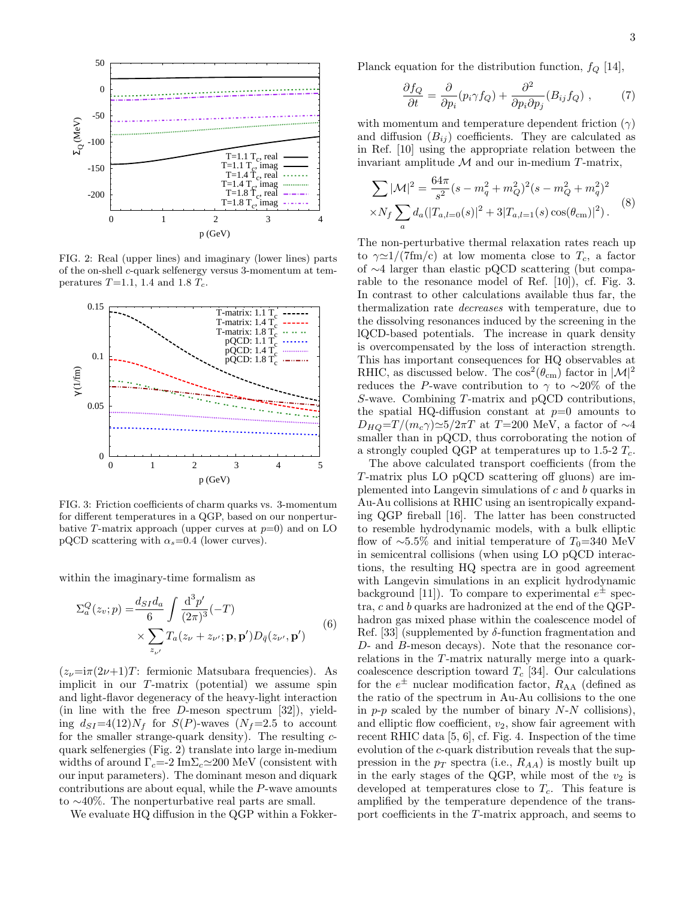FIG. 2: Real (upper lines) and imaginary (lower lines) parts of the on-shell $c$-quark selfenergy versus 3-momentum at temperatures $T$=1.1, 1.4 and 1.8 $T_c$.

FIG. 3: Friction coefficients of charm quarks vs. 3-momentum for different temperatures in a QGP, based on our nonperturbative $T$-matrix approach (upper curves at $p$=0) and on LO pQCD scattering with $\alpha_s$=0.4 (lower curves).

within the imaginary-time formalism as

$$\Sigma_a^Q(z_\nu;p) = \frac{d_{SI} d_a}{6} \int \frac{d^3p'}{(2\pi)^3}(-T) \times \sum_{z_{\nu'}} T_a(z_\nu + z_{\nu'}; \mathbf{p}, \mathbf{p}') D_{\bar{q}}(z_{\nu'}, \mathbf{p}') \tag{6}$$

($z_\nu$=i$\pi(2\nu+1)T$: fermionic Matsubara frequencies). As implicit in our $T$-matrix (potential) we assume spin and light-flavor degeneracy of the heavy-light interaction (in line with the free $D$-meson spectrum [32]), yielding $d_{SI}$=4(12)$N_f$ for $S$($P$)-waves ($N_f$=2.5 to account for the smaller strange-quark density). The resulting $c$-quark selfenergies (Fig. 2) translate into large in-medium widths of around $\Gamma_c$=-2 Im$\Sigma_c\simeq$200 MeV (consistent with our input parameters). The dominant meson and diquark contributions are about equal, while the $P$-wave amounts to $\sim$40%. The nonperturbative real parts are small.

We evaluate HQ diffusion in the QGP within a Fokker-Planck equation for the distribution function, $f_Q$ [14],

$$\frac{\partial f_Q}{\partial t} = \frac{\partial}{\partial p_i}(p_i \gamma f_Q) + \frac{\partial^2}{\partial p_i \partial p_j}(B_{ij} f_Q) \ , \tag{7}$$

with momentum and temperature dependent friction ($\gamma$) and diffusion ($B_{ij}$) coefficients. They are calculated as in Ref. [10] using the appropriate relation between the invariant amplitude $\mathcal{M}$ and our in-medium $T$-matrix,

$$\sum |\mathcal{M}|^2 = \frac{64\pi}{s^2}(s - m_q^2 + m_Q^2)^2 (s - m_Q^2 + m_q^2)^2 \times N_f \sum_a d_a (|T_{a,l=0}(s)|^2 + 3|T_{a,l=1}(s)\cos(\theta_{\rm cm})|^2) \, . \tag{8}$$

The non-perturbative thermal relaxation rates reach up to $\gamma\simeq$1/(7fm/c) at low momenta close to $T_c$, a factor of $\sim$4 larger than elastic pQCD scattering (but comparable to the resonance model of Ref. [10]), cf. Fig. 3. In contrast to other calculations available thus far, the thermalization rate *decreases* with temperature, due to the dissolving resonances induced by the screening in the lQCD-based potentials. The increase in quark density is overcompensated by the loss of interaction strength. This has important consequences for HQ observables at RHIC, as discussed below. The $\cos^2(\theta_{\rm cm})$ factor in $|\mathcal{M}|^2$ reduces the $P$-wave contribution to $\gamma$ to $\sim$20% of the $S$-wave. Combining $T$-matrix and pQCD contributions, the spatial HQ-diffusion constant at $p$=0 amounts to $D_{HQ}=T/(m_c\gamma)\simeq 5/2\pi T$ at $T$=200 MeV, a factor of $\sim$4 smaller than in pQCD, thus corroborating the notion of a strongly coupled QGP at temperatures up to 1.5-2 $T_c$.

The above calculated transport coefficients (from the $T$-matrix plus LO pQCD scattering off gluons) are implemented into Langevin simulations of $c$ and $b$ quarks in Au-Au collisions at RHIC using an isentropically expanding QGP fireball [16]. The latter has been constructed to resemble hydrodynamic models, with a bulk elliptic flow of $\sim$5.5% and initial temperature of $T_0$=340 MeV in semicentral collisions (when using LO pQCD interactions, the resulting HQ spectra are in good agreement with Langevin simulations in an explicit hydrodynamic background [11]). To compare to experimental $e^{\pm}$ spectra, $c$ and $b$ quarks are hadronized at the end of the QGP-hadron gas mixed phase within the coalescence model of Ref. [33] (supplemented by $\delta$-function fragmentation and $D$- and $B$-meson decays). Note that the resonance correlations in the $T$-matrix naturally merge into a quark-coalescence description toward $T_c$ [34]. Our calculations for the $e^{\pm}$ nuclear modification factor, $R_{\rm AA}$ (defined as the ratio of the spectrum in Au-Au collisions to the one in $p$-$p$ scaled by the number of binary $N$-$N$ collisions), and elliptic flow coefficient, $v_2$, show fair agreement with recent RHIC data [5, 6], cf. Fig. 4. Inspection of the time evolution of the $c$-quark distribution reveals that the suppression in the $p_T$ spectra (i.e., $R_{AA}$) is mostly built up in the early stages of the QGP, while most of the $v_2$ is developed at temperatures close to $T_c$. This feature is amplified by the temperature dependence of the transport coefficients in the $T$-matrix approach, and seems to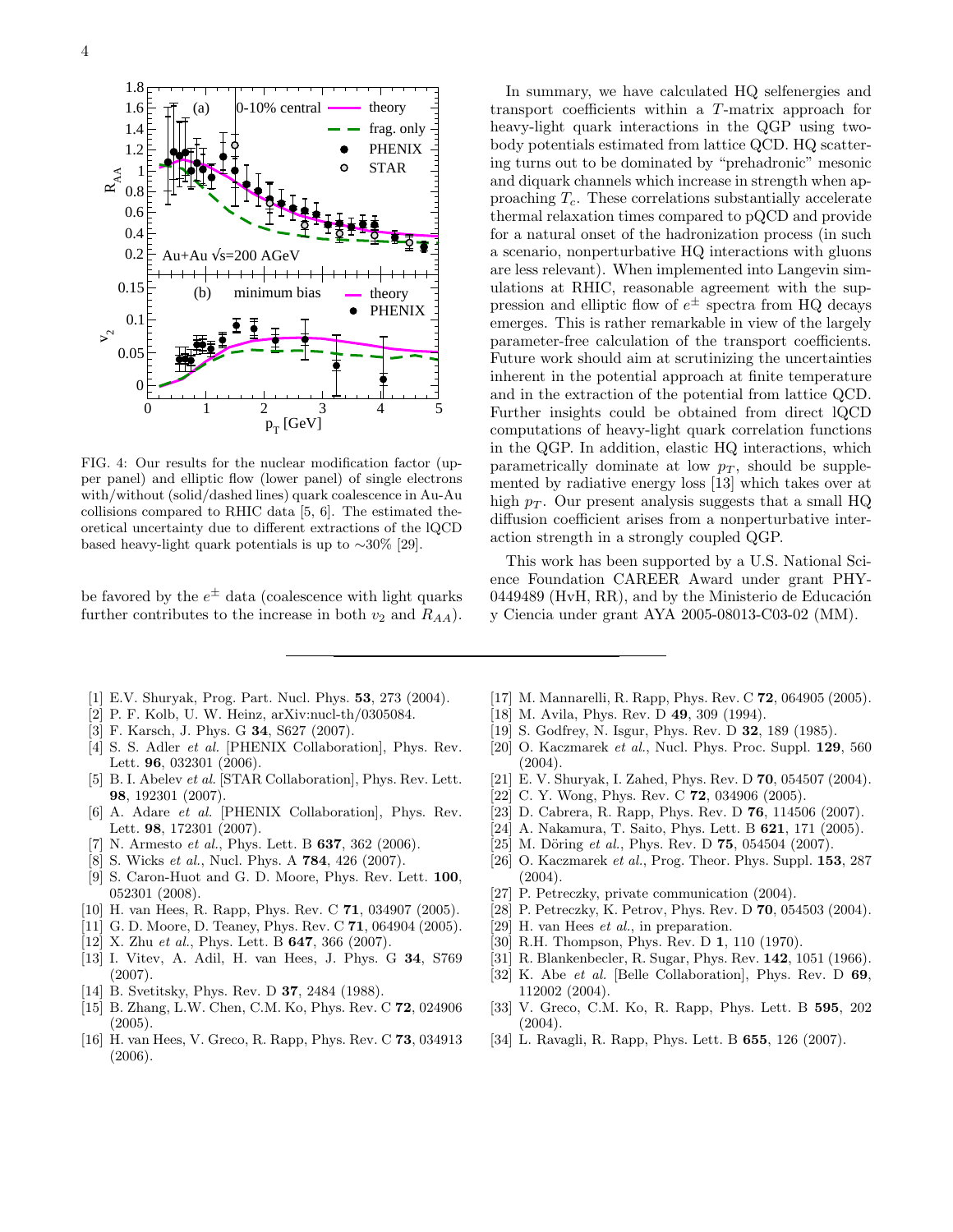(a) 0-10% central
theory
frag. only
PHENIX
STAR
$R_{AA}$
Au+Au √s=200 AGeV
(b) minimum bias
theory
PHENIX
$v_2$
$p_T$ [GeV]

FIG. 4: Our results for the nuclear modification factor (upper panel) and elliptic flow (lower panel) of single electrons with/without (solid/dashed lines) quark coalescence in Au-Au collisions compared to RHIC data [5, 6]. The estimated theoretical uncertainty due to different extractions of the lQCD based heavy-light quark potentials is up to ∼30% [29].

be favored by the $e^{\pm}$ data (coalescence with light quarks further contributes to the increase in both $v_2$ and $R_{AA}$).

In summary, we have calculated HQ selfenergies and transport coefficients within a $T$-matrix approach for heavy-light quark interactions in the QGP using two-body potentials estimated from lattice QCD. HQ scattering turns out to be dominated by "prehadronic" mesonic and diquark channels which increase in strength when approaching $T_c$. These correlations substantially accelerate thermal relaxation times compared to pQCD and provide for a natural onset of the hadronization process (in such a scenario, nonperturbative HQ interactions with gluons are less relevant). When implemented into Langevin simulations at RHIC, reasonable agreement with the suppression and elliptic flow of $e^{\pm}$ spectra from HQ decays emerges. This is rather remarkable in view of the largely parameter-free calculation of the transport coefficients. Future work should aim at scrutinizing the uncertainties inherent in the potential approach at finite temperature and in the extraction of the potential from lattice QCD. Further insights could be obtained from direct lQCD computations of heavy-light quark correlation functions in the QGP. In addition, elastic HQ interactions, which parametrically dominate at low $p_T$, should be supplemented by radiative energy loss [13] which takes over at high $p_T$. Our present analysis suggests that a small HQ diffusion coefficient arises from a nonperturbative interaction strength in a strongly coupled QGP.

This work has been supported by a U.S. National Science Foundation CAREER Award under grant PHY-0449489 (HvH, RR), and by the Ministerio de Educación y Ciencia under grant AYA 2005-08013-C03-02 (MM).

---

[1] E.V. Shuryak, Prog. Part. Nucl. Phys. **53**, 273 (2004).
[2] P. F. Kolb, U. W. Heinz, arXiv:nucl-th/0305084.
[3] F. Karsch, J. Phys. G **34**, S627 (2007).
[4] S. S. Adler *et al.* [PHENIX Collaboration], Phys. Rev. Lett. **96**, 032301 (2006).
[5] B. I. Abelev *et al.* [STAR Collaboration], Phys. Rev. Lett. **98**, 192301 (2007).
[6] A. Adare *et al.* [PHENIX Collaboration], Phys. Rev. Lett. **98**, 172301 (2007).
[7] N. Armesto *et al.*, Phys. Lett. B **637**, 362 (2006).
[8] S. Wicks *et al.*, Nucl. Phys. A **784**, 426 (2007).
[9] S. Caron-Huot and G. D. Moore, Phys. Rev. Lett. **100**, 052301 (2008).
[10] H. van Hees, R. Rapp, Phys. Rev. C **71**, 034907 (2005).
[11] G. D. Moore, D. Teaney, Phys. Rev. C **71**, 064904 (2005).
[12] X. Zhu *et al.*, Phys. Lett. B **647**, 366 (2007).
[13] I. Vitev, A. Adil, H. van Hees, J. Phys. G **34**, S769 (2007).
[14] B. Svetitsky, Phys. Rev. D **37**, 2484 (1988).
[15] B. Zhang, L.W. Chen, C.M. Ko, Phys. Rev. C **72**, 024906 (2005).
[16] H. van Hees, V. Greco, R. Rapp, Phys. Rev. C **73**, 034913 (2006).
[17] M. Mannarelli, R. Rapp, Phys. Rev. C **72**, 064905 (2005).
[18] M. Avila, Phys. Rev. D **49**, 309 (1994).
[19] S. Godfrey, N. Isgur, Phys. Rev. D **32**, 189 (1985).
[20] O. Kaczmarek *et al.*, Nucl. Phys. Proc. Suppl. **129**, 560 (2004).
[21] E. V. Shuryak, I. Zahed, Phys. Rev. D **70**, 054507 (2004).
[22] C. Y. Wong, Phys. Rev. C **72**, 034906 (2005).
[23] D. Cabrera, R. Rapp, Phys. Rev. D **76**, 114506 (2007).
[24] A. Nakamura, T. Saito, Phys. Lett. B **621**, 171 (2005).
[25] M. Döring *et al.*, Phys. Rev. D **75**, 054504 (2007).
[26] O. Kaczmarek *et al.*, Prog. Theor. Phys. Suppl. **153**, 287 (2004).
[27] P. Petreczky, private communication (2004).
[28] P. Petreczky, K. Petrov, Phys. Rev. D **70**, 054503 (2004).
[29] H. van Hees *et al.*, in preparation.
[30] R.H. Thompson, Phys. Rev. D **1**, 110 (1970).
[31] R. Blankenbecler, R. Sugar, Phys. Rev. **142**, 1051 (1966).
[32] K. Abe *et al.* [Belle Collaboration], Phys. Rev. D **69**, 112002 (2004).
[33] V. Greco, C.M. Ko, R. Rapp, Phys. Lett. B **595**, 202 (2004).
[34] L. Ravagli, R. Rapp, Phys. Lett. B **655**, 126 (2007).